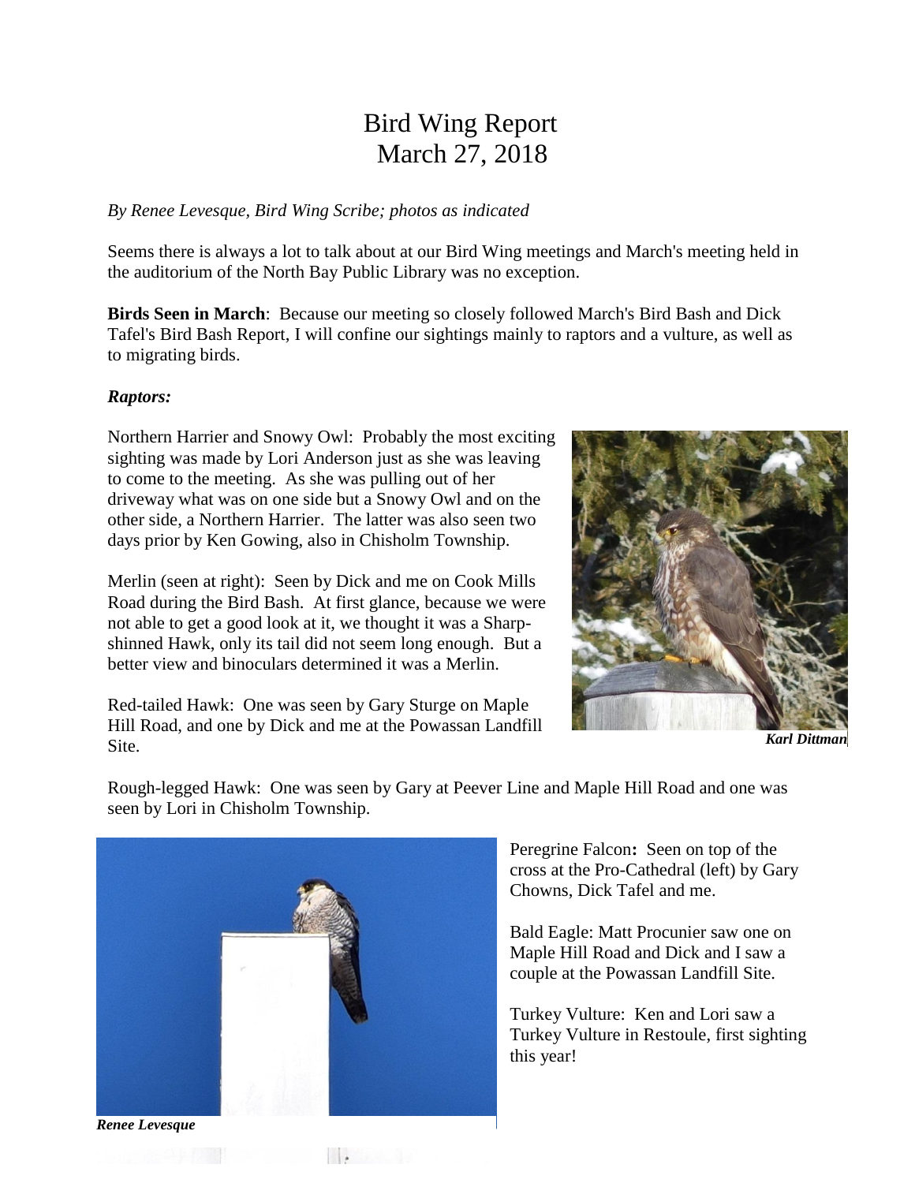# Bird Wing Report
# March 27, 2018

*By Renee Levesque, Bird Wing Scribe; photos as indicated*

Seems there is always a lot to talk about at our Bird Wing meetings and March's meeting held in the auditorium of the North Bay Public Library was no exception.

**Birds Seen in March**: Because our meeting so closely followed March's Bird Bash and Dick Tafel's Bird Bash Report, I will confine our sightings mainly to raptors and a vulture, as well as to migrating birds.

***Raptors:***

Northern Harrier and Snowy Owl: Probably the most exciting sighting was made by Lori Anderson just as she was leaving to come to the meeting. As she was pulling out of her driveway what was on one side but a Snowy Owl and on the other side, a Northern Harrier. The latter was also seen two days prior by Ken Gowing, also in Chisholm Township.

Merlin (seen at right): Seen by Dick and me on Cook Mills Road during the Bird Bash. At first glance, because we were not able to get a good look at it, we thought it was a Sharp-shinned Hawk, only its tail did not seem long enough. But a better view and binoculars determined it was a Merlin.

***Karl Dittman***

Red-tailed Hawk: One was seen by Gary Sturge on Maple Hill Road, and one by Dick and me at the Powassan Landfill Site.

Rough-legged Hawk: One was seen by Gary at Peever Line and Maple Hill Road and one was seen by Lori in Chisholm Township.

Peregrine Falcon**:** Seen on top of the cross at the Pro-Cathedral (left) by Gary Chowns, Dick Tafel and me.

***Renee Levesque***

Bald Eagle: Matt Procunier saw one on Maple Hill Road and Dick and I saw a couple at the Powassan Landfill Site.

Turkey Vulture: Ken and Lori saw a Turkey Vulture in Restoule, first sighting this year!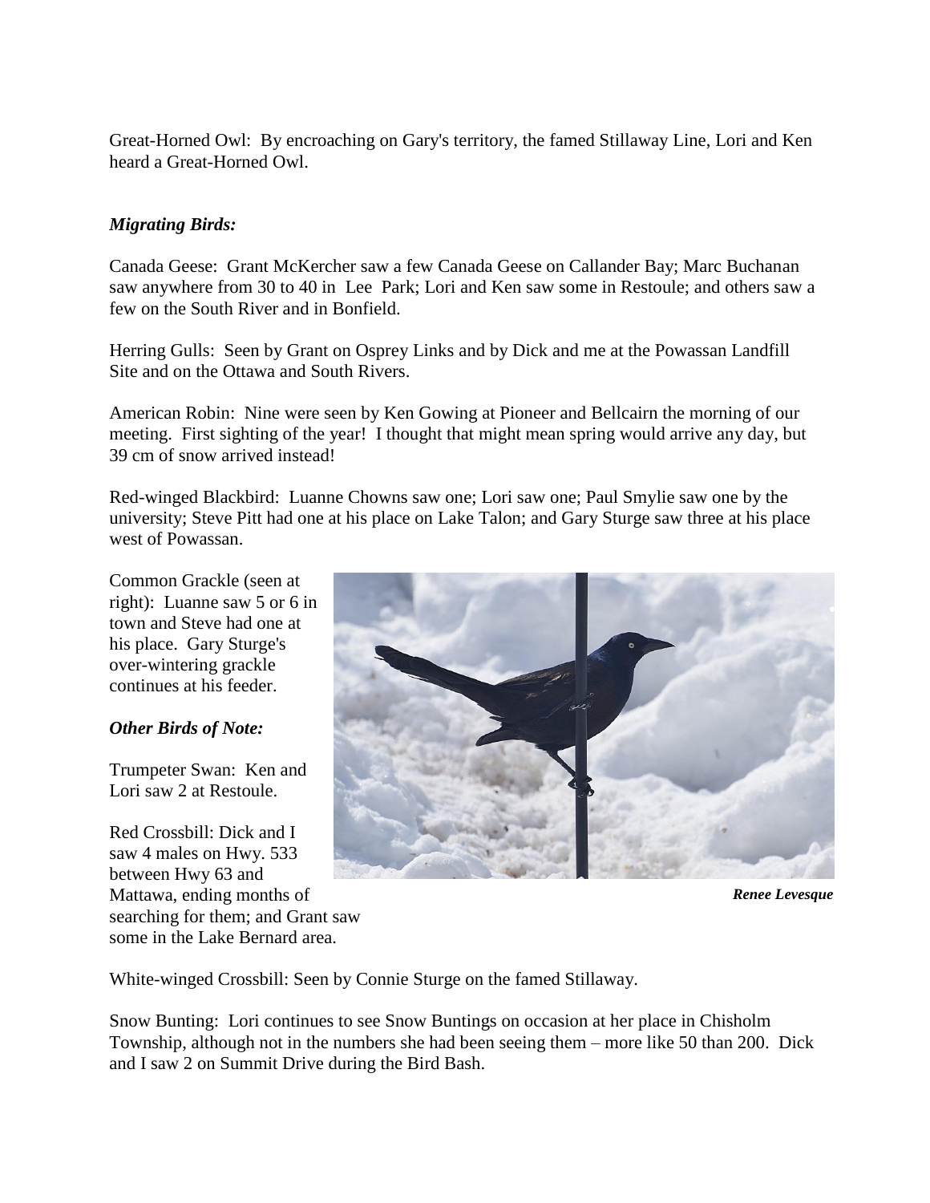Great-Horned Owl: By encroaching on Gary's territory, the famed Stillaway Line, Lori and Ken heard a Great-Horned Owl.

***Migrating Birds:***

Canada Geese: Grant McKercher saw a few Canada Geese on Callander Bay; Marc Buchanan saw anywhere from 30 to 40 in Lee Park; Lori and Ken saw some in Restoule; and others saw a few on the South River and in Bonfield.

Herring Gulls: Seen by Grant on Osprey Links and by Dick and me at the Powassan Landfill Site and on the Ottawa and South Rivers.

American Robin: Nine were seen by Ken Gowing at Pioneer and Bellcairn the morning of our meeting. First sighting of the year! I thought that might mean spring would arrive any day, but 39 cm of snow arrived instead!

Red-winged Blackbird: Luanne Chowns saw one; Lori saw one; Paul Smylie saw one by the university; Steve Pitt had one at his place on Lake Talon; and Gary Sturge saw three at his place west of Powassan.

Common Grackle (seen at right): Luanne saw 5 or 6 in town and Steve had one at his place. Gary Sturge's over-wintering grackle continues at his feeder.

***Renee Levesque***

***Other Birds of Note:***

Trumpeter Swan: Ken and Lori saw 2 at Restoule.

Red Crossbill: Dick and I saw 4 males on Hwy. 533 between Hwy 63 and Mattawa, ending months of searching for them; and Grant saw some in the Lake Bernard area.

White-winged Crossbill: Seen by Connie Sturge on the famed Stillaway.

Snow Bunting: Lori continues to see Snow Buntings on occasion at her place in Chisholm Township, although not in the numbers she had been seeing them – more like 50 than 200. Dick and I saw 2 on Summit Drive during the Bird Bash.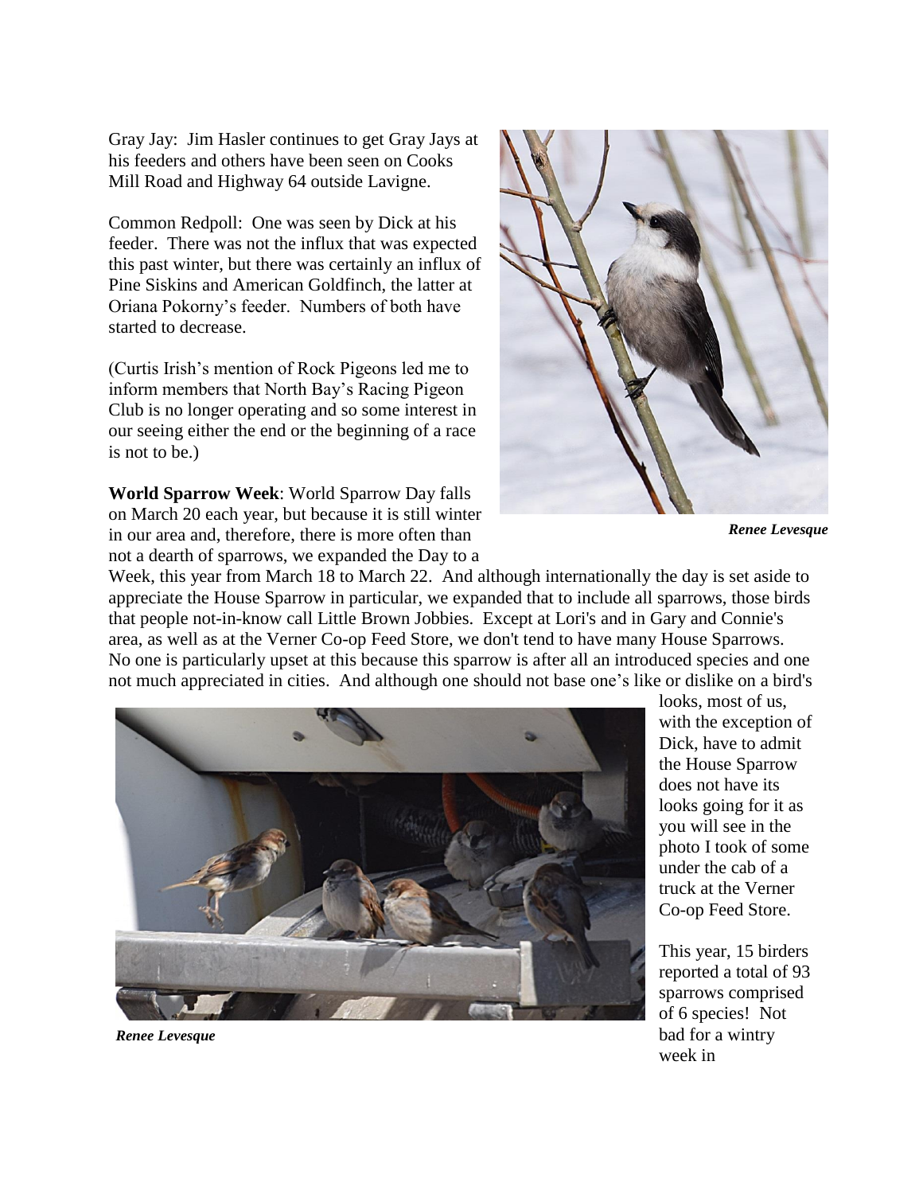Gray Jay: Jim Hasler continues to get Gray Jays at his feeders and others have been seen on Cooks Mill Road and Highway 64 outside Lavigne.

Common Redpoll: One was seen by Dick at his feeder. There was not the influx that was expected this past winter, but there was certainly an influx of Pine Siskins and American Goldfinch, the latter at Oriana Pokorny's feeder. Numbers of both have started to decrease.

(Curtis Irish's mention of Rock Pigeons led me to inform members that North Bay's Racing Pigeon Club is no longer operating and so some interest in our seeing either the end or the beginning of a race is not to be.)

*Renee Levesque*

**World Sparrow Week**: World Sparrow Day falls on March 20 each year, but because it is still winter in our area and, therefore, there is more often than not a dearth of sparrows, we expanded the Day to a Week, this year from March 18 to March 22. And although internationally the day is set aside to appreciate the House Sparrow in particular, we expanded that to include all sparrows, those birds that people not-in-know call Little Brown Jobbies. Except at Lori's and in Gary and Connie's area, as well as at the Verner Co-op Feed Store, we don't tend to have many House Sparrows. No one is particularly upset at this because this sparrow is after all an introduced species and one not much appreciated in cities. And although one should not base one's like or dislike on a bird's looks, most of us, with the exception of Dick, have to admit the House Sparrow does not have its looks going for it as you will see in the photo I took of some under the cab of a truck at the Verner Co-op Feed Store.

*Renee Levesque*

This year, 15 birders reported a total of 93 sparrows comprised of 6 species! Not bad for a wintry week in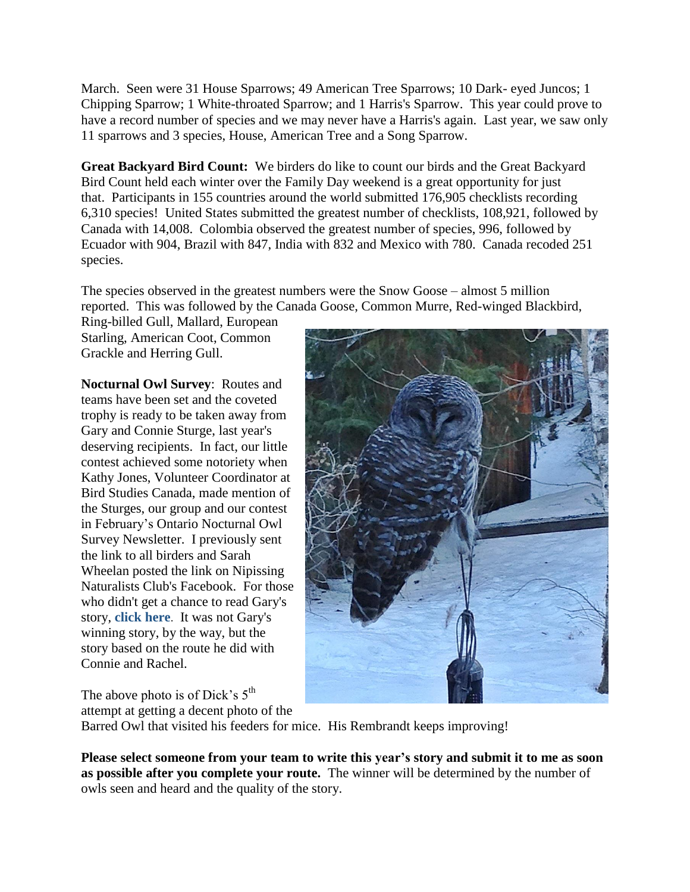March. Seen were 31 House Sparrows; 49 American Tree Sparrows; 10 Dark- eyed Juncos; 1 Chipping Sparrow; 1 White-throated Sparrow; and 1 Harris's Sparrow. This year could prove to have a record number of species and we may never have a Harris's again. Last year, we saw only 11 sparrows and 3 species, House, American Tree and a Song Sparrow.

**Great Backyard Bird Count:** We birders do like to count our birds and the Great Backyard Bird Count held each winter over the Family Day weekend is a great opportunity for just that. Participants in 155 countries around the world submitted 176,905 checklists recording 6,310 species! United States submitted the greatest number of checklists, 108,921, followed by Canada with 14,008. Colombia observed the greatest number of species, 996, followed by Ecuador with 904, Brazil with 847, India with 832 and Mexico with 780. Canada recoded 251 species.

The species observed in the greatest numbers were the Snow Goose – almost 5 million reported. This was followed by the Canada Goose, Common Murre, Red-winged Blackbird, Ring-billed Gull, Mallard, European Starling, American Coot, Common Grackle and Herring Gull.

**Nocturnal Owl Survey**: Routes and teams have been set and the coveted trophy is ready to be taken away from Gary and Connie Sturge, last year's deserving recipients. In fact, our little contest achieved some notoriety when Kathy Jones, Volunteer Coordinator at Bird Studies Canada, made mention of the Sturges, our group and our contest in February's Ontario Nocturnal Owl Survey Newsletter. I previously sent the link to all birders and Sarah Wheelan posted the link on Nipissing Naturalists Club's Facebook. For those who didn't get a chance to read Gary's story, **click here**. It was not Gary's winning story, by the way, but the story based on the route he did with Connie and Rachel.

The above photo is of Dick's 5th attempt at getting a decent photo of the Barred Owl that visited his feeders for mice. His Rembrandt keeps improving!

**Please select someone from your team to write this year's story and submit it to me as soon as possible after you complete your route.** The winner will be determined by the number of owls seen and heard and the quality of the story.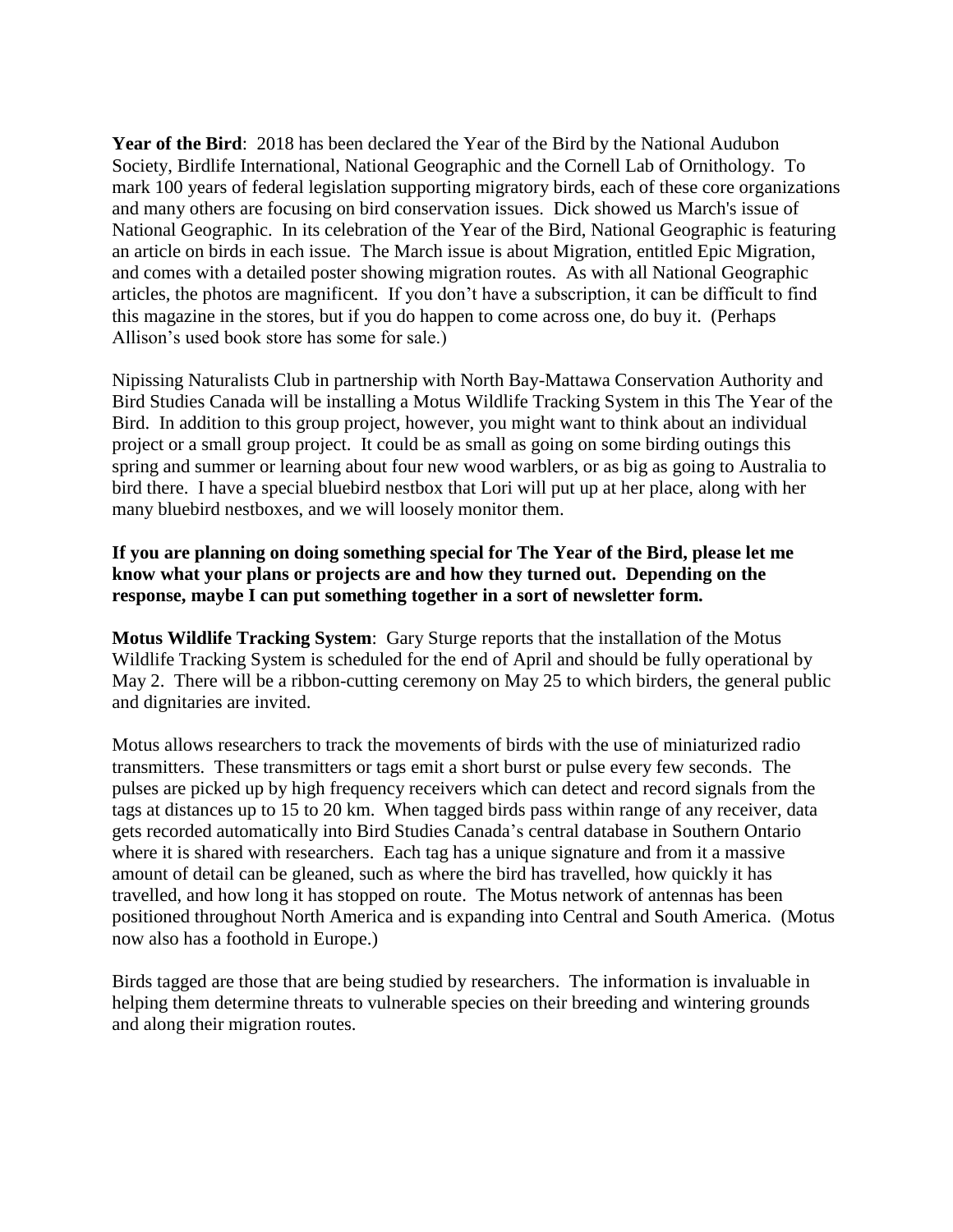**Year of the Bird**: 2018 has been declared the Year of the Bird by the National Audubon Society, Birdlife International, National Geographic and the Cornell Lab of Ornithology. To mark 100 years of federal legislation supporting migratory birds, each of these core organizations and many others are focusing on bird conservation issues. Dick showed us March's issue of National Geographic. In its celebration of the Year of the Bird, National Geographic is featuring an article on birds in each issue. The March issue is about Migration, entitled Epic Migration, and comes with a detailed poster showing migration routes. As with all National Geographic articles, the photos are magnificent. If you don't have a subscription, it can be difficult to find this magazine in the stores, but if you do happen to come across one, do buy it. (Perhaps Allison's used book store has some for sale.)

Nipissing Naturalists Club in partnership with North Bay-Mattawa Conservation Authority and Bird Studies Canada will be installing a Motus Wildlife Tracking System in this The Year of the Bird. In addition to this group project, however, you might want to think about an individual project or a small group project. It could be as small as going on some birding outings this spring and summer or learning about four new wood warblers, or as big as going to Australia to bird there. I have a special bluebird nestbox that Lori will put up at her place, along with her many bluebird nestboxes, and we will loosely monitor them.

**If you are planning on doing something special for The Year of the Bird, please let me know what your plans or projects are and how they turned out. Depending on the response, maybe I can put something together in a sort of newsletter form.**

**Motus Wildlife Tracking System**: Gary Sturge reports that the installation of the Motus Wildlife Tracking System is scheduled for the end of April and should be fully operational by May 2. There will be a ribbon-cutting ceremony on May 25 to which birders, the general public and dignitaries are invited.

Motus allows researchers to track the movements of birds with the use of miniaturized radio transmitters. These transmitters or tags emit a short burst or pulse every few seconds. The pulses are picked up by high frequency receivers which can detect and record signals from the tags at distances up to 15 to 20 km. When tagged birds pass within range of any receiver, data gets recorded automatically into Bird Studies Canada's central database in Southern Ontario where it is shared with researchers. Each tag has a unique signature and from it a massive amount of detail can be gleaned, such as where the bird has travelled, how quickly it has travelled, and how long it has stopped on route. The Motus network of antennas has been positioned throughout North America and is expanding into Central and South America. (Motus now also has a foothold in Europe.)

Birds tagged are those that are being studied by researchers. The information is invaluable in helping them determine threats to vulnerable species on their breeding and wintering grounds and along their migration routes.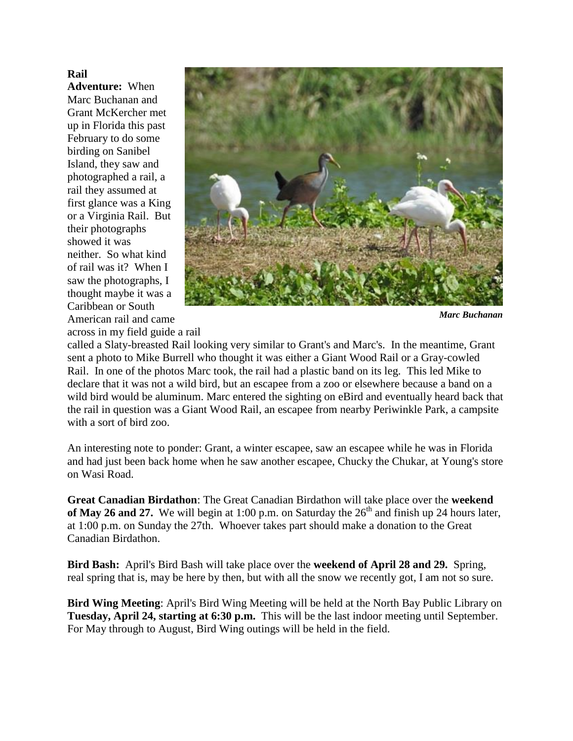**Rail Adventure:** When Marc Buchanan and Grant McKercher met up in Florida this past February to do some birding on Sanibel Island, they saw and photographed a rail, a rail they assumed at first glance was a King or a Virginia Rail. But their photographs showed it was neither. So what kind of rail was it? When I saw the photographs, I thought maybe it was a Caribbean or South American rail and came across in my field guide a rail called a Slaty-breasted Rail looking very similar to Grant's and Marc's. In the meantime, Grant sent a photo to Mike Burrell who thought it was either a Giant Wood Rail or a Gray-cowled Rail. In one of the photos Marc took, the rail had a plastic band on its leg. This led Mike to declare that it was not a wild bird, but an escapee from a zoo or elsewhere because a band on a wild bird would be aluminum. Marc entered the sighting on eBird and eventually heard back that the rail in question was a Giant Wood Rail, an escapee from nearby Periwinkle Park, a campsite with a sort of bird zoo.

***Marc Buchanan***

An interesting note to ponder: Grant, a winter escapee, saw an escapee while he was in Florida and had just been back home when he saw another escapee, Chucky the Chukar, at Young's store on Wasi Road.

**Great Canadian Birdathon**: The Great Canadian Birdathon will take place over the **weekend of May 26 and 27.** We will begin at 1:00 p.m. on Saturday the 26th and finish up 24 hours later, at 1:00 p.m. on Sunday the 27th. Whoever takes part should make a donation to the Great Canadian Birdathon.

**Bird Bash:** April's Bird Bash will take place over the **weekend of April 28 and 29.** Spring, real spring that is, may be here by then, but with all the snow we recently got, I am not so sure.

**Bird Wing Meeting**: April's Bird Wing Meeting will be held at the North Bay Public Library on **Tuesday, April 24, starting at 6:30 p.m.** This will be the last indoor meeting until September. For May through to August, Bird Wing outings will be held in the field.